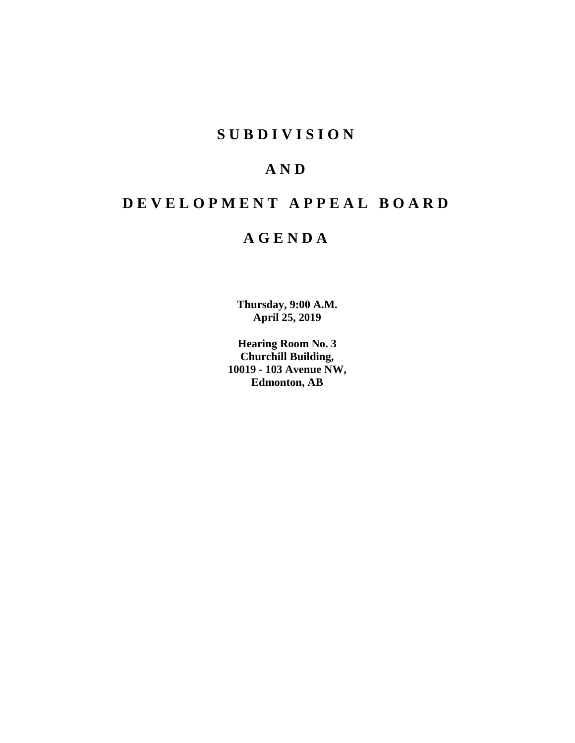# SUBDIVISION

# AND

# DEVELOPMENT APPEAL BOARD

# AGENDA

**Thursday, 9:00 A.M.**
**April 25, 2019**

**Hearing Room No. 3**
**Churchill Building,**
**10019 - 103 Avenue NW,**
**Edmonton, AB**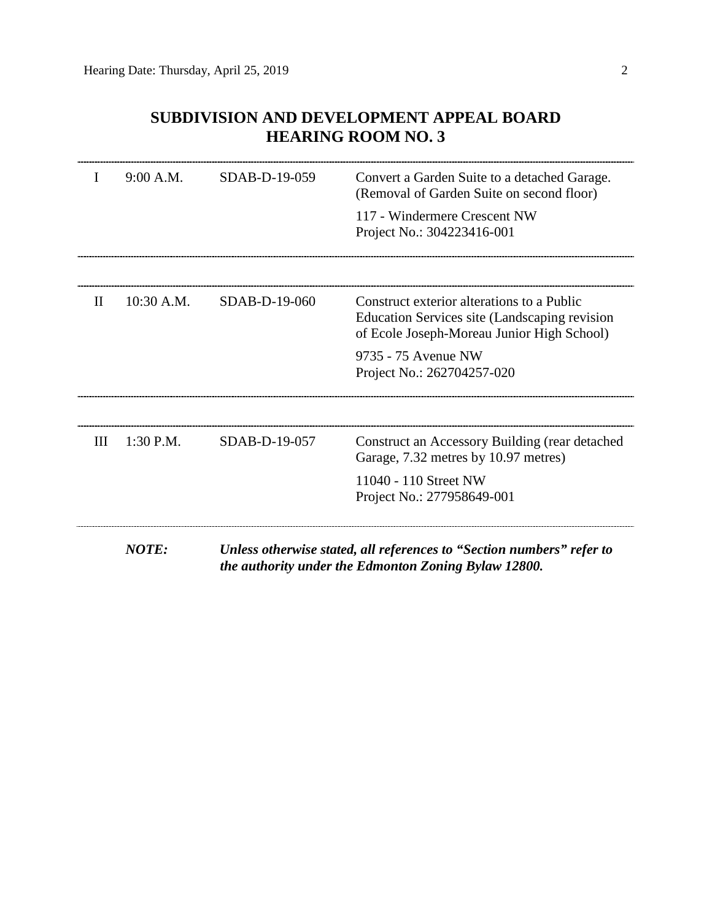## SUBDIVISION AND DEVELOPMENT APPEAL BOARD
## HEARING ROOM NO. 3

| | | | |
|---|---|---|---|
| I | 9:00 A.M. | SDAB-D-19-059 | Convert a Garden Suite to a detached Garage. (Removal of Garden Suite on second floor)<br><br>117 - Windermere Crescent NW<br>Project No.: 304223416-001 |
| II | 10:30 A.M. | SDAB-D-19-060 | Construct exterior alterations to a Public Education Services site (Landscaping revision of Ecole Joseph-Moreau Junior High School)<br><br>9735 - 75 Avenue NW<br>Project No.: 262704257-020 |
| III | 1:30 P.M. | SDAB-D-19-057 | Construct an Accessory Building (rear detached Garage, 7.32 metres by 10.97 metres)<br><br>11040 - 110 Street NW<br>Project No.: 277958649-001 |

***NOTE:*** ***Unless otherwise stated, all references to "Section numbers" refer to the authority under the Edmonton Zoning Bylaw 12800.***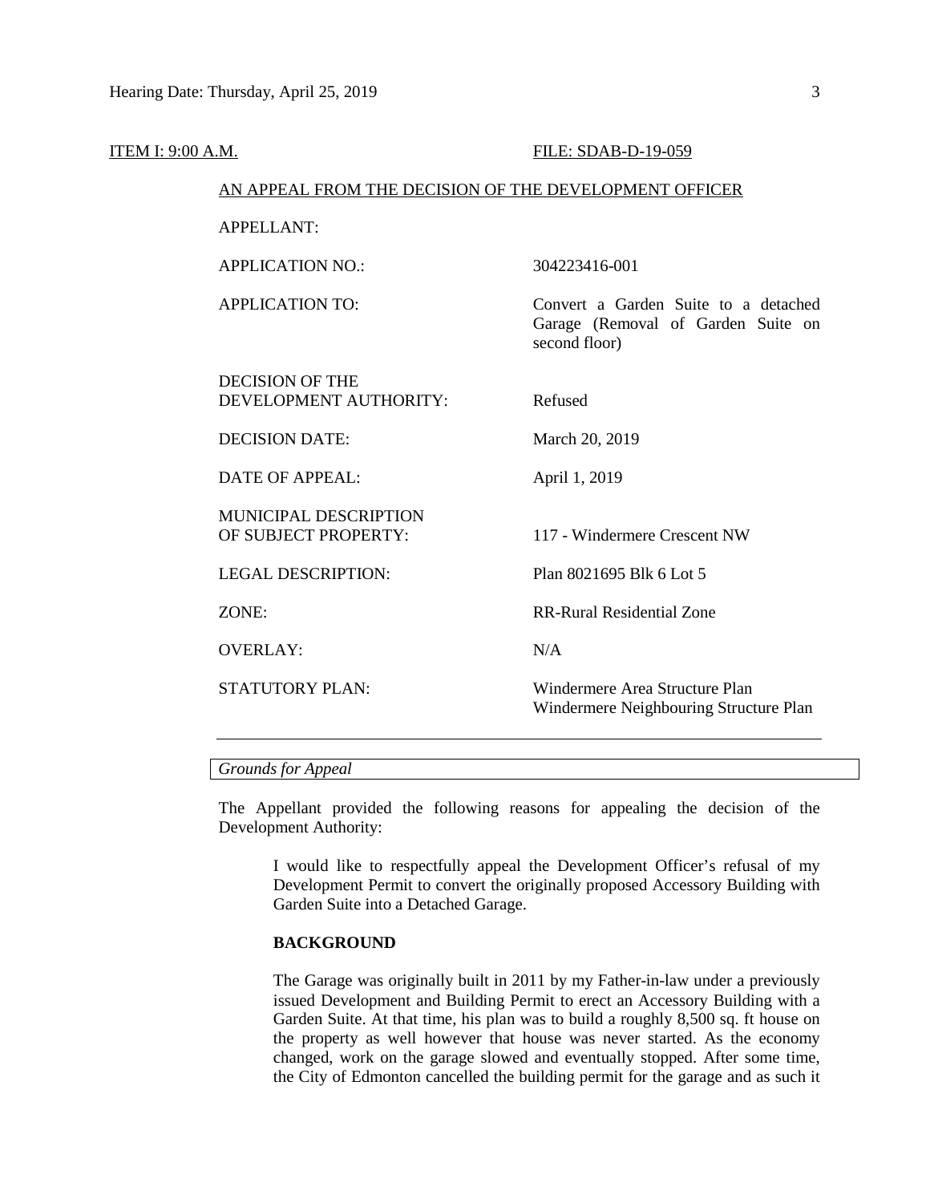ITEM I: 9:00 A.M. FILE: SDAB-D-19-059

AN APPEAL FROM THE DECISION OF THE DEVELOPMENT OFFICER

| | |
|---|---|
| APPELLANT: | |
| APPLICATION NO.: | 304223416-001 |
| APPLICATION TO: | Convert a Garden Suite to a detached Garage (Removal of Garden Suite on second floor) |
| DECISION OF THE DEVELOPMENT AUTHORITY: | Refused |
| DECISION DATE: | March 20, 2019 |
| DATE OF APPEAL: | April 1, 2019 |
| MUNICIPAL DESCRIPTION OF SUBJECT PROPERTY: | 117 - Windermere Crescent NW |
| LEGAL DESCRIPTION: | Plan 8021695 Blk 6 Lot 5 |
| ZONE: | RR-Rural Residential Zone |
| OVERLAY: | N/A |
| STATUTORY PLAN: | Windermere Area Structure Plan<br>Windermere Neighbouring Structure Plan |

*Grounds for Appeal*

The Appellant provided the following reasons for appealing the decision of the Development Authority:

> I would like to respectfully appeal the Development Officer's refusal of my Development Permit to convert the originally proposed Accessory Building with Garden Suite into a Detached Garage.
>
> **BACKGROUND**
>
> The Garage was originally built in 2011 by my Father-in-law under a previously issued Development and Building Permit to erect an Accessory Building with a Garden Suite. At that time, his plan was to build a roughly 8,500 sq. ft house on the property as well however that house was never started. As the economy changed, work on the garage slowed and eventually stopped. After some time, the City of Edmonton cancelled the building permit for the garage and as such it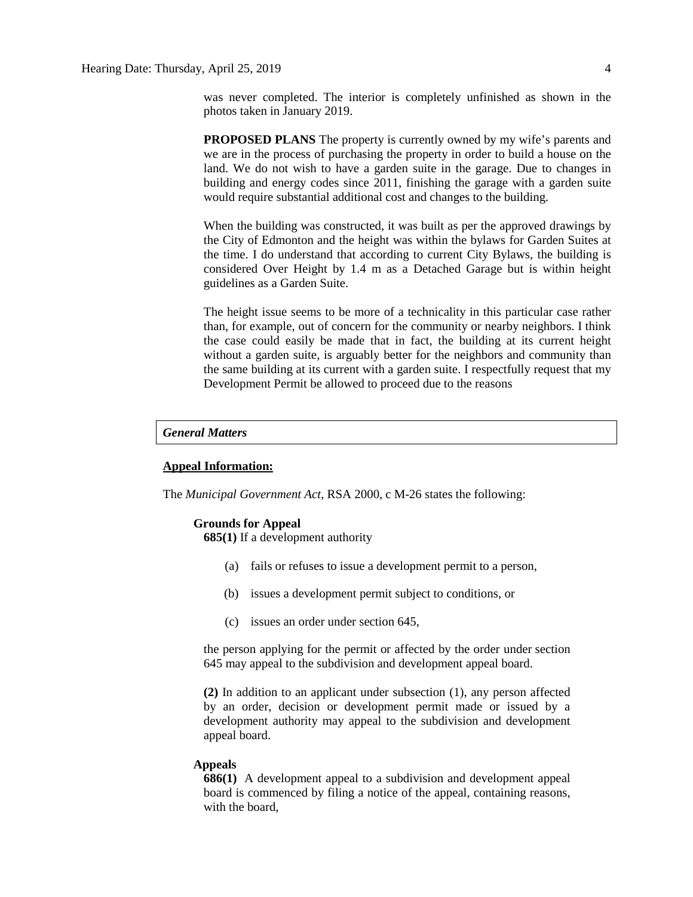was never completed. The interior is completely unfinished as shown in the photos taken in January 2019.

**PROPOSED PLANS** The property is currently owned by my wife's parents and we are in the process of purchasing the property in order to build a house on the land. We do not wish to have a garden suite in the garage. Due to changes in building and energy codes since 2011, finishing the garage with a garden suite would require substantial additional cost and changes to the building.

When the building was constructed, it was built as per the approved drawings by the City of Edmonton and the height was within the bylaws for Garden Suites at the time. I do understand that according to current City Bylaws, the building is considered Over Height by 1.4 m as a Detached Garage but is within height guidelines as a Garden Suite.

The height issue seems to be more of a technicality in this particular case rather than, for example, out of concern for the community or nearby neighbors. I think the case could easily be made that in fact, the building at its current height without a garden suite, is arguably better for the neighbors and community than the same building at its current with a garden suite. I respectfully request that my Development Permit be allowed to proceed due to the reasons

***General Matters***

**Appeal Information:**

The *Municipal Government Act*, RSA 2000, c M-26 states the following:

**Grounds for Appeal**

**685(1)** If a development authority

(a) fails or refuses to issue a development permit to a person,

(b) issues a development permit subject to conditions, or

(c) issues an order under section 645,

the person applying for the permit or affected by the order under section 645 may appeal to the subdivision and development appeal board.

**(2)** In addition to an applicant under subsection (1), any person affected by an order, decision or development permit made or issued by a development authority may appeal to the subdivision and development appeal board.

**Appeals**

**686(1)** A development appeal to a subdivision and development appeal board is commenced by filing a notice of the appeal, containing reasons, with the board,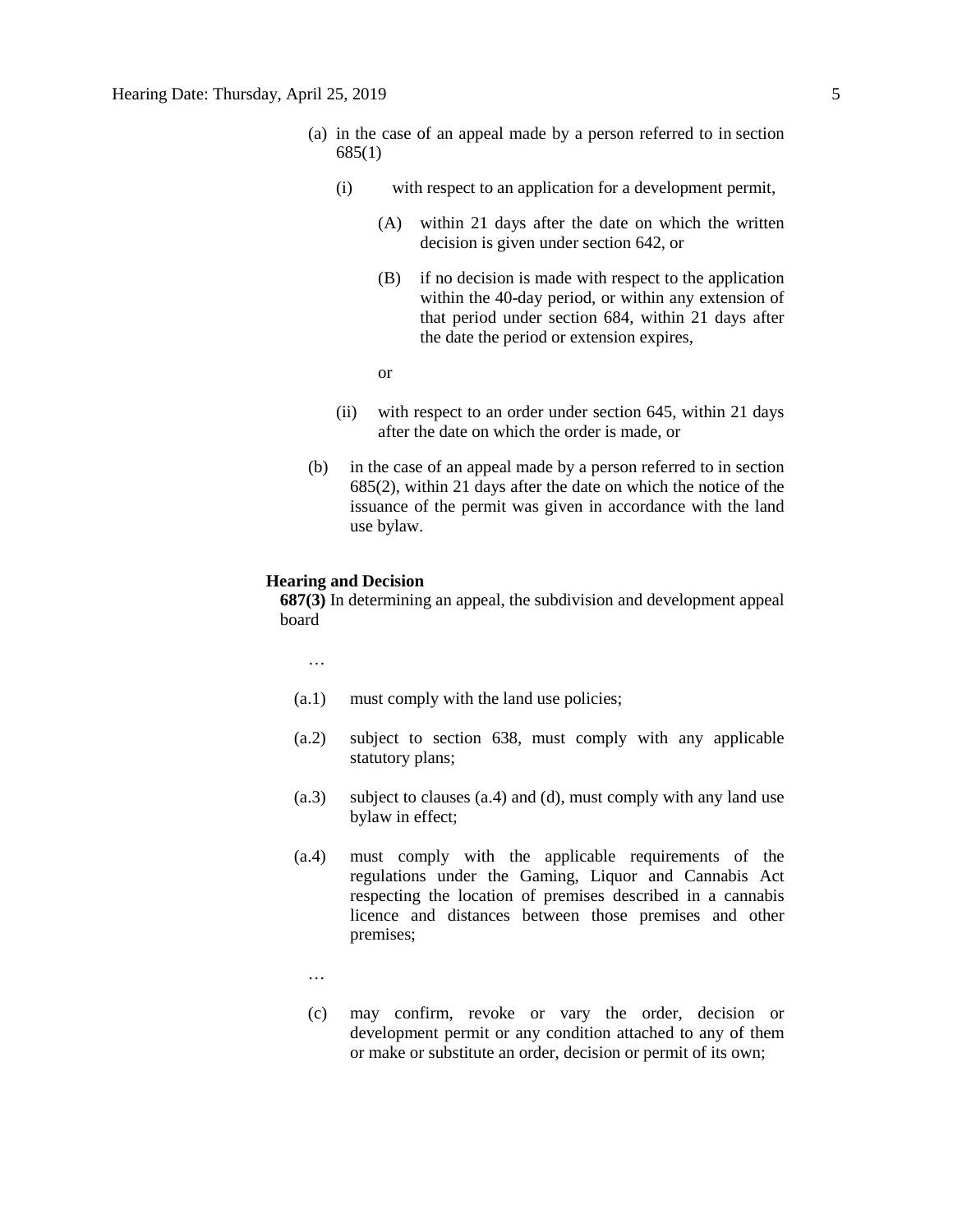(a) in the case of an appeal made by a person referred to in section 685(1)

  (i) with respect to an application for a development permit,

    (A) within 21 days after the date on which the written decision is given under section 642, or

    (B) if no decision is made with respect to the application within the 40-day period, or within any extension of that period under section 684, within 21 days after the date the period or extension expires,

  or

  (ii) with respect to an order under section 645, within 21 days after the date on which the order is made, or

(b) in the case of an appeal made by a person referred to in section 685(2), within 21 days after the date on which the notice of the issuance of the permit was given in accordance with the land use bylaw.

**Hearing and Decision**

**687(3)** In determining an appeal, the subdivision and development appeal board

…

(a.1) must comply with the land use policies;

(a.2) subject to section 638, must comply with any applicable statutory plans;

(a.3) subject to clauses (a.4) and (d), must comply with any land use bylaw in effect;

(a.4) must comply with the applicable requirements of the regulations under the Gaming, Liquor and Cannabis Act respecting the location of premises described in a cannabis licence and distances between those premises and other premises;

…

(c) may confirm, revoke or vary the order, decision or development permit or any condition attached to any of them or make or substitute an order, decision or permit of its own;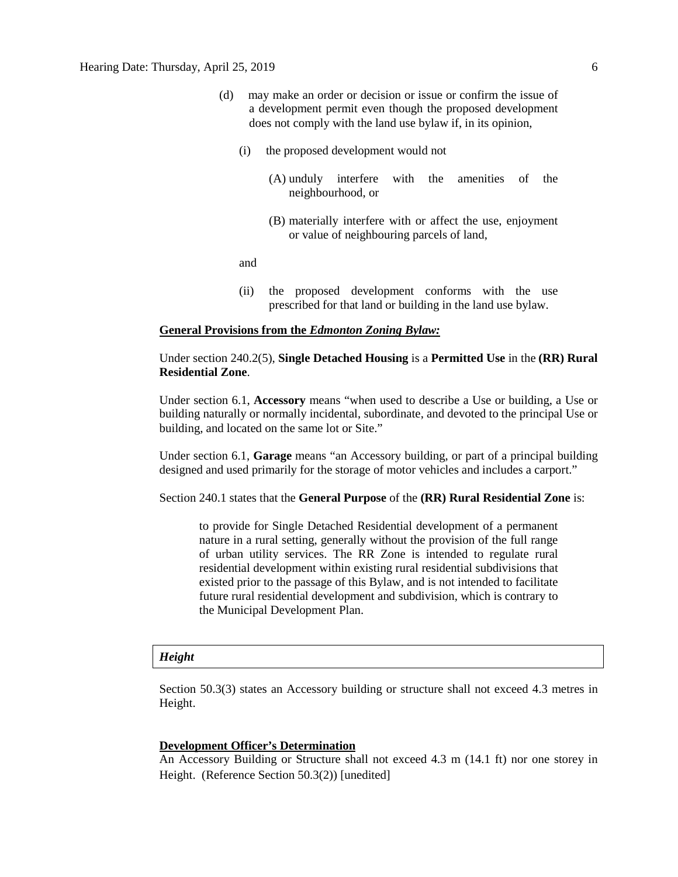(d) may make an order or decision or issue or confirm the issue of a development permit even though the proposed development does not comply with the land use bylaw if, in its opinion,

(i) the proposed development would not

(A) unduly interfere with the amenities of the neighbourhood, or

(B) materially interfere with or affect the use, enjoyment or value of neighbouring parcels of land,

and

(ii) the proposed development conforms with the use prescribed for that land or building in the land use bylaw.

**General Provisions from the *Edmonton Zoning Bylaw:***

Under section 240.2(5), **Single Detached Housing** is a **Permitted Use** in the **(RR) Rural Residential Zone**.

Under section 6.1, **Accessory** means "when used to describe a Use or building, a Use or building naturally or normally incidental, subordinate, and devoted to the principal Use or building, and located on the same lot or Site."

Under section 6.1, **Garage** means "an Accessory building, or part of a principal building designed and used primarily for the storage of motor vehicles and includes a carport."

Section 240.1 states that the **General Purpose** of the **(RR) Rural Residential Zone** is:

> to provide for Single Detached Residential development of a permanent nature in a rural setting, generally without the provision of the full range of urban utility services. The RR Zone is intended to regulate rural residential development within existing rural residential subdivisions that existed prior to the passage of this Bylaw, and is not intended to facilitate future rural residential development and subdivision, which is contrary to the Municipal Development Plan.

***Height***

Section 50.3(3) states an Accessory building or structure shall not exceed 4.3 metres in Height.

**Development Officer's Determination**

An Accessory Building or Structure shall not exceed 4.3 m (14.1 ft) nor one storey in Height. (Reference Section 50.3(2)) [unedited]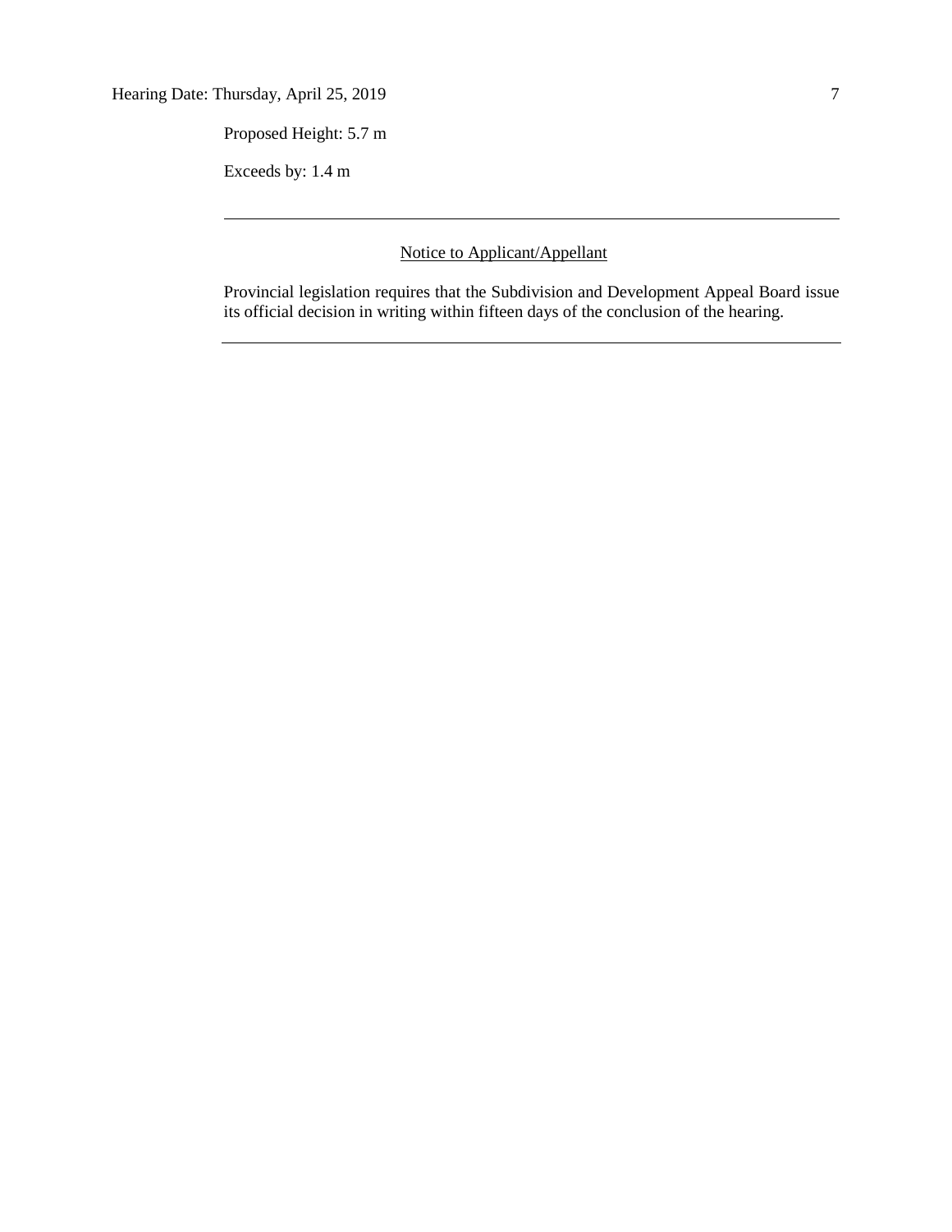Proposed Height: 5.7 m

Exceeds by: 1.4 m

---

<u>Notice to Applicant/Appellant</u>

Provincial legislation requires that the Subdivision and Development Appeal Board issue its official decision in writing within fifteen days of the conclusion of the hearing.

---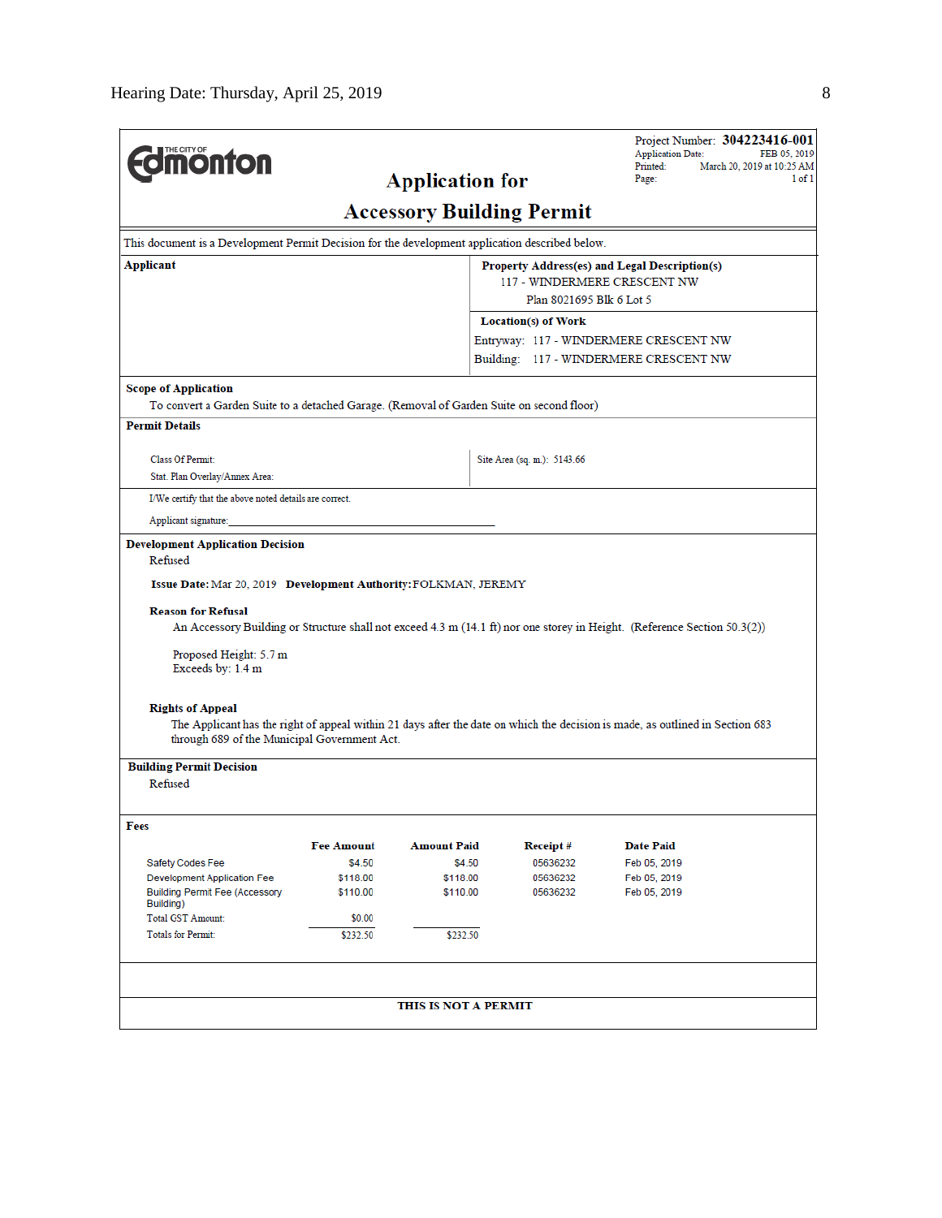Hearing Date: Thursday, April 25, 2019

THE CITY OF Edmonton

Project Number: **304223416-001**
Application Date: FEB 05, 2019
Printed: March 20, 2019 at 10:25 AM
Page: 1 of 1

# Application for Accessory Building Permit

This document is a Development Permit Decision for the development application described below.

**Applicant**

**Property Address(es) and Legal Description(s)**
117 - WINDERMERE CRESCENT NW
Plan 8021695 Blk 6 Lot 5

**Location(s) of Work**
Entryway: 117 - WINDERMERE CRESCENT NW
Building: 117 - WINDERMERE CRESCENT NW

**Scope of Application**
To convert a Garden Suite to a detached Garage. (Removal of Garden Suite on second floor)

**Permit Details**

Class Of Permit:
Stat. Plan Overlay/Annex Area:

Site Area (sq. m.): 5143.66

I/We certify that the above noted details are correct.

Applicant signature:______________________________

**Development Application Decision**
Refused

**Issue Date:** Mar 20, 2019 **Development Authority:** FOLKMAN, JEREMY

**Reason for Refusal**
An Accessory Building or Structure shall not exceed 4.3 m (14.1 ft) nor one storey in Height. (Reference Section 50.3(2))

Proposed Height: 5.7 m
Exceeds by: 1.4 m

**Rights of Appeal**
The Applicant has the right of appeal within 21 days after the date on which the decision is made, as outlined in Section 683 through 689 of the Municipal Government Act.

**Building Permit Decision**
Refused

**Fees**

| | Fee Amount | Amount Paid | Receipt # | Date Paid |
|---|---|---|---|---|
| Safety Codes Fee | $4.50 | $4.50 | 05636232 | Feb 05, 2019 |
| Development Application Fee | $118.00 | $118.00 | 05636232 | Feb 05, 2019 |
| Building Permit Fee (Accessory Building) | $110.00 | $110.00 | 05636232 | Feb 05, 2019 |
| Total GST Amount: | $0.00 | | | |
| Totals for Permit: | $232.50 | $232.50 | | |

**THIS IS NOT A PERMIT**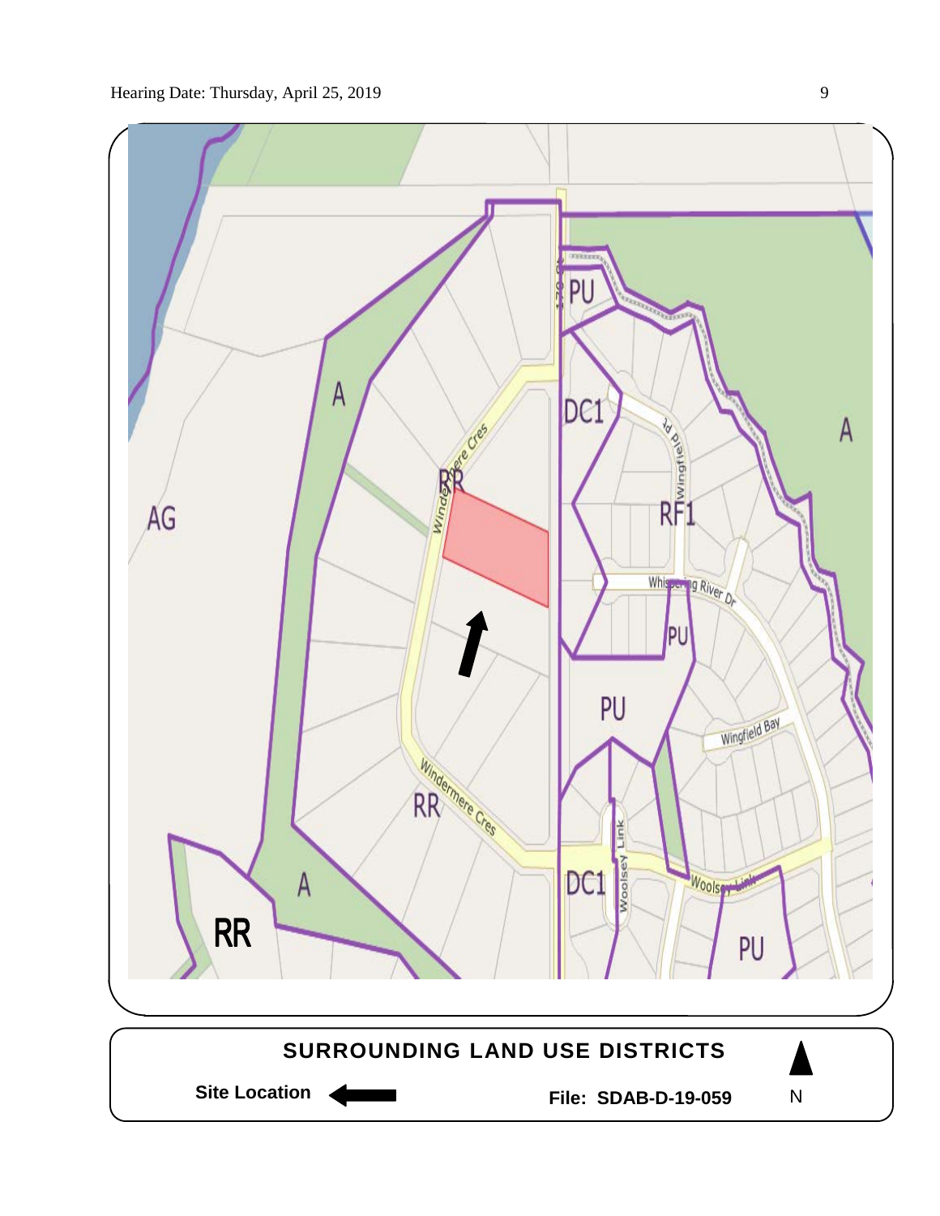SURROUNDING LAND USE DISTRICTS

Site Location ←

File: SDAB-D-19-059

N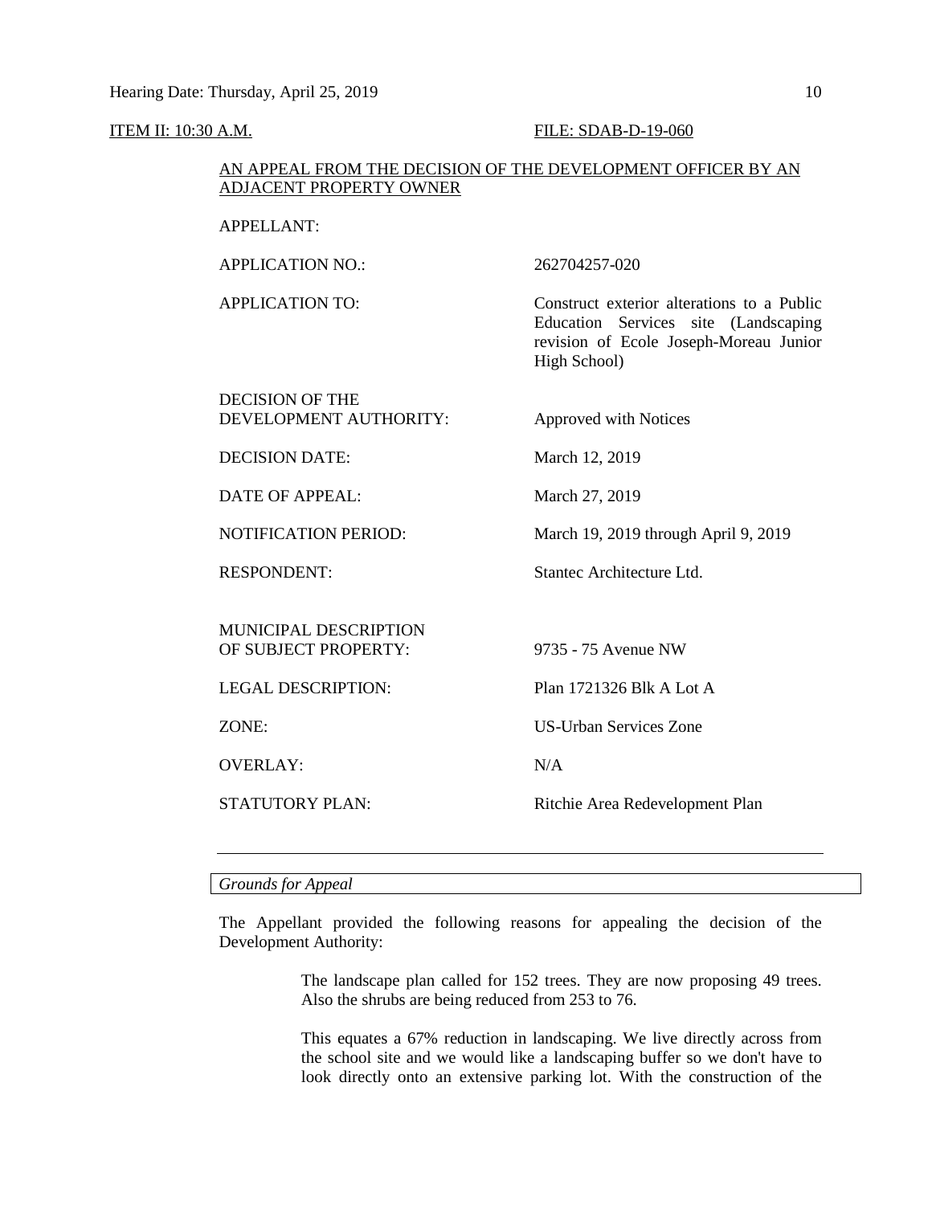ITEM II: 10:30 A.M. FILE: SDAB-D-19-060

AN APPEAL FROM THE DECISION OF THE DEVELOPMENT OFFICER BY AN ADJACENT PROPERTY OWNER

| | |
|---|---|
| APPELLANT: | |
| APPLICATION NO.: | 262704257-020 |
| APPLICATION TO: | Construct exterior alterations to a Public Education Services site (Landscaping revision of Ecole Joseph-Moreau Junior High School) |
| DECISION OF THE DEVELOPMENT AUTHORITY: | Approved with Notices |
| DECISION DATE: | March 12, 2019 |
| DATE OF APPEAL: | March 27, 2019 |
| NOTIFICATION PERIOD: | March 19, 2019 through April 9, 2019 |
| RESPONDENT: | Stantec Architecture Ltd. |
| MUNICIPAL DESCRIPTION OF SUBJECT PROPERTY: | 9735 - 75 Avenue NW |
| LEGAL DESCRIPTION: | Plan 1721326 Blk A Lot A |
| ZONE: | US-Urban Services Zone |
| OVERLAY: | N/A |
| STATUTORY PLAN: | Ritchie Area Redevelopment Plan |

---

*Grounds for Appeal*

The Appellant provided the following reasons for appealing the decision of the Development Authority:

> The landscape plan called for 152 trees. They are now proposing 49 trees. Also the shrubs are being reduced from 253 to 76.
>
> This equates a 67% reduction in landscaping. We live directly across from the school site and we would like a landscaping buffer so we don't have to look directly onto an extensive parking lot. With the construction of the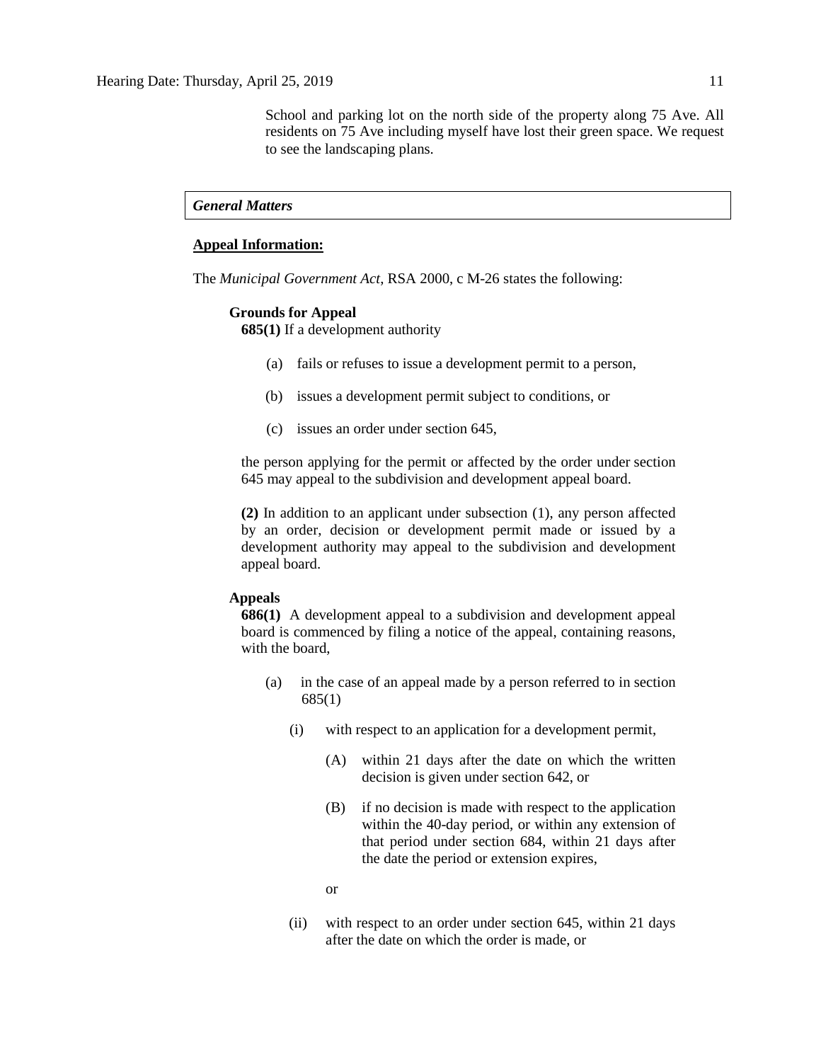School and parking lot on the north side of the property along 75 Ave. All residents on 75 Ave including myself have lost their green space. We request to see the landscaping plans.

***General Matters***

**Appeal Information:**

The *Municipal Government Act*, RSA 2000, c M-26 states the following:

**Grounds for Appeal**

**685(1)** If a development authority

(a) fails or refuses to issue a development permit to a person,

(b) issues a development permit subject to conditions, or

(c) issues an order under section 645,

the person applying for the permit or affected by the order under section 645 may appeal to the subdivision and development appeal board.

**(2)** In addition to an applicant under subsection (1), any person affected by an order, decision or development permit made or issued by a development authority may appeal to the subdivision and development appeal board.

**Appeals**

**686(1)** A development appeal to a subdivision and development appeal board is commenced by filing a notice of the appeal, containing reasons, with the board,

(a) in the case of an appeal made by a person referred to in section 685(1)

(i) with respect to an application for a development permit,

(A) within 21 days after the date on which the written decision is given under section 642, or

(B) if no decision is made with respect to the application within the 40-day period, or within any extension of that period under section 684, within 21 days after the date the period or extension expires,

or

(ii) with respect to an order under section 645, within 21 days after the date on which the order is made, or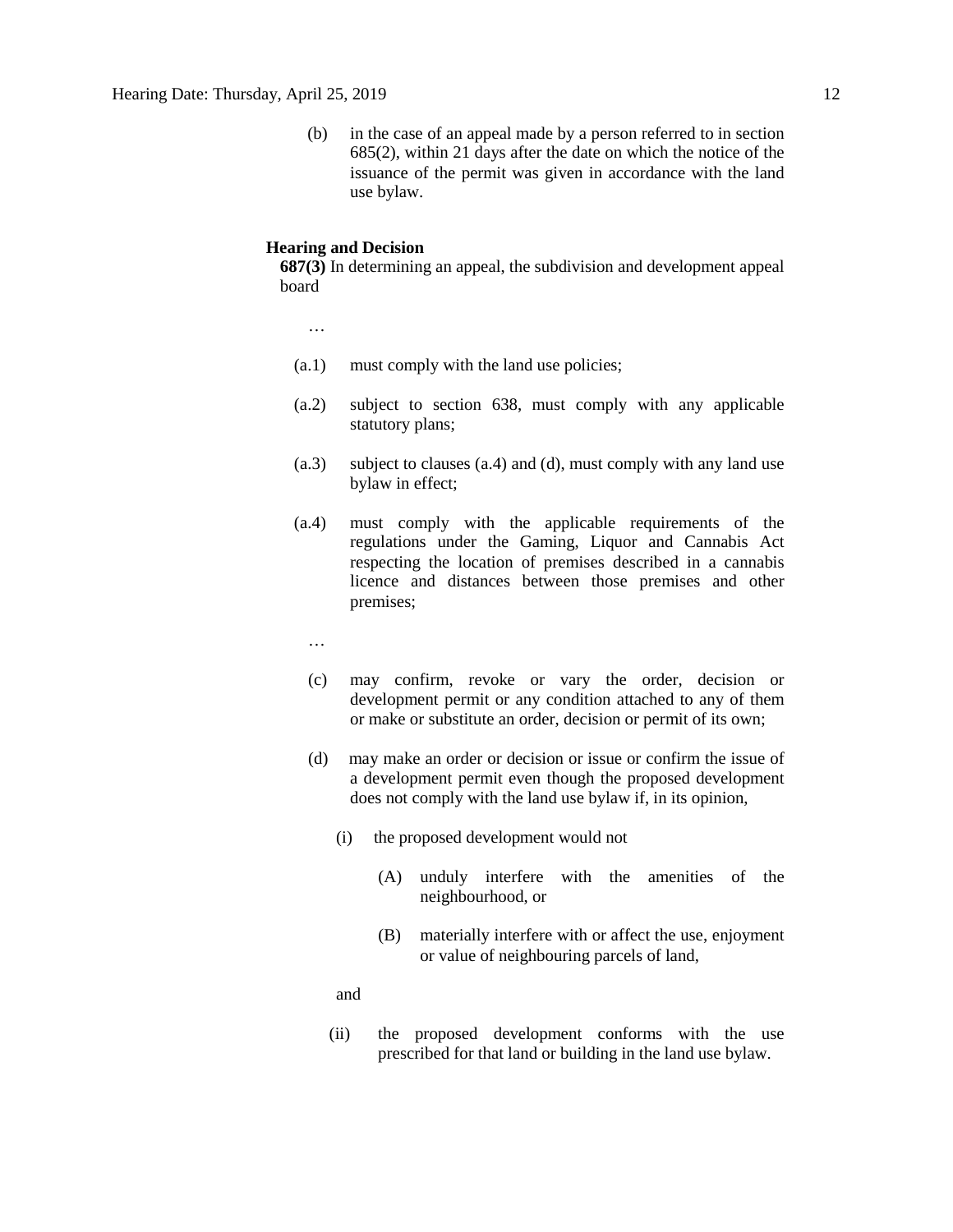(b) in the case of an appeal made by a person referred to in section 685(2), within 21 days after the date on which the notice of the issuance of the permit was given in accordance with the land use bylaw.

**Hearing and Decision**

**687(3)** In determining an appeal, the subdivision and development appeal board

…

(a.1) must comply with the land use policies;

(a.2) subject to section 638, must comply with any applicable statutory plans;

(a.3) subject to clauses (a.4) and (d), must comply with any land use bylaw in effect;

(a.4) must comply with the applicable requirements of the regulations under the Gaming, Liquor and Cannabis Act respecting the location of premises described in a cannabis licence and distances between those premises and other premises;

…

(c) may confirm, revoke or vary the order, decision or development permit or any condition attached to any of them or make or substitute an order, decision or permit of its own;

(d) may make an order or decision or issue or confirm the issue of a development permit even though the proposed development does not comply with the land use bylaw if, in its opinion,

(i) the proposed development would not

(A) unduly interfere with the amenities of the neighbourhood, or

(B) materially interfere with or affect the use, enjoyment or value of neighbouring parcels of land,

and

(ii) the proposed development conforms with the use prescribed for that land or building in the land use bylaw.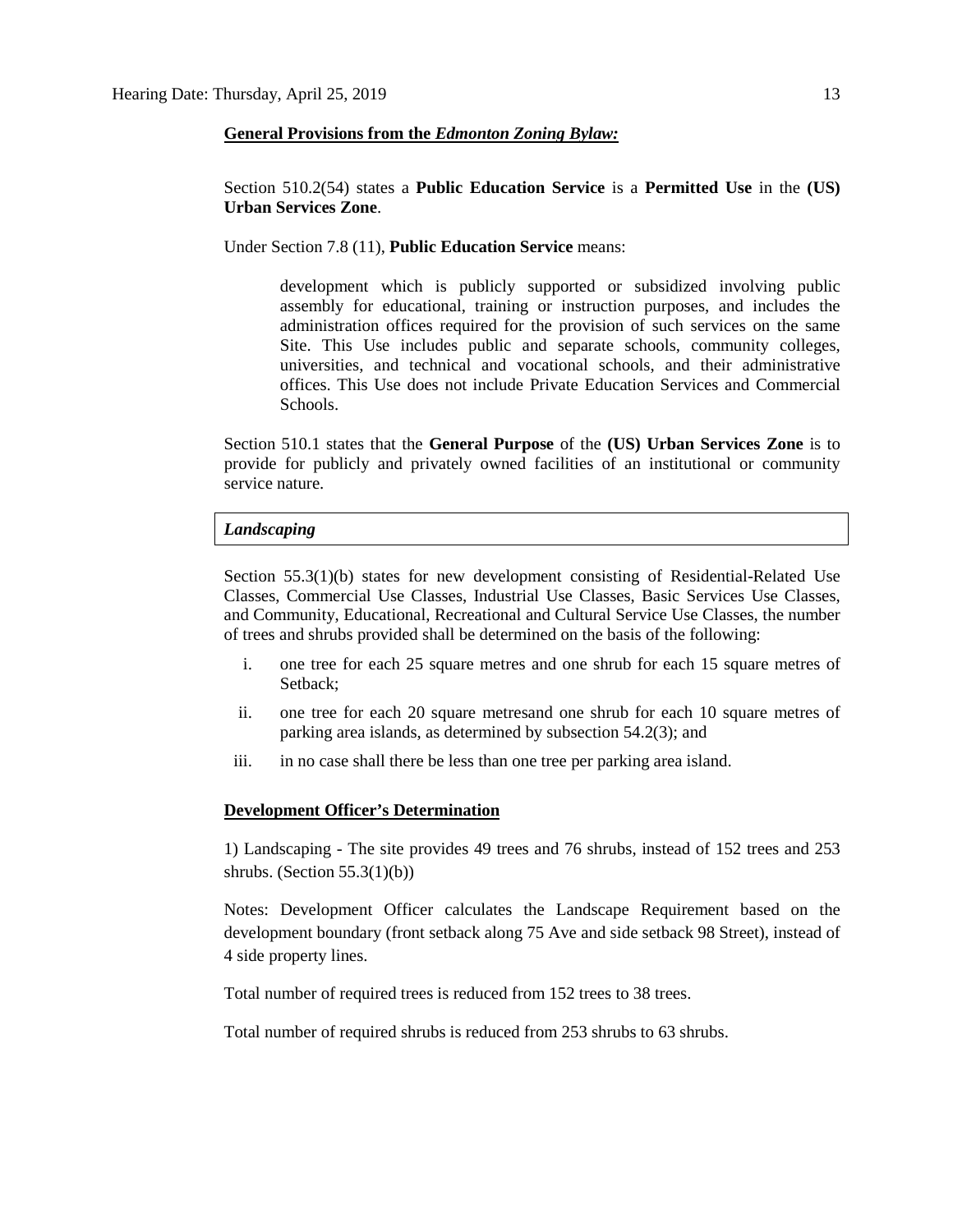**General Provisions from the *Edmonton Zoning Bylaw:***

Section 510.2(54) states a **Public Education Service** is a **Permitted Use** in the **(US) Urban Services Zone**.

Under Section 7.8 (11), **Public Education Service** means:

> development which is publicly supported or subsidized involving public assembly for educational, training or instruction purposes, and includes the administration offices required for the provision of such services on the same Site. This Use includes public and separate schools, community colleges, universities, and technical and vocational schools, and their administrative offices. This Use does not include Private Education Services and Commercial Schools.

Section 510.1 states that the **General Purpose** of the **(US) Urban Services Zone** is to provide for publicly and privately owned facilities of an institutional or community service nature.

***Landscaping***

Section 55.3(1)(b) states for new development consisting of Residential-Related Use Classes, Commercial Use Classes, Industrial Use Classes, Basic Services Use Classes, and Community, Educational, Recreational and Cultural Service Use Classes, the number of trees and shrubs provided shall be determined on the basis of the following:

i. one tree for each 25 square metres and one shrub for each 15 square metres of Setback;

ii. one tree for each 20 square metresand one shrub for each 10 square metres of parking area islands, as determined by subsection 54.2(3); and

iii. in no case shall there be less than one tree per parking area island.

**Development Officer's Determination**

1) Landscaping - The site provides 49 trees and 76 shrubs, instead of 152 trees and 253 shrubs. (Section 55.3(1)(b))

Notes: Development Officer calculates the Landscape Requirement based on the development boundary (front setback along 75 Ave and side setback 98 Street), instead of 4 side property lines.

Total number of required trees is reduced from 152 trees to 38 trees.

Total number of required shrubs is reduced from 253 shrubs to 63 shrubs.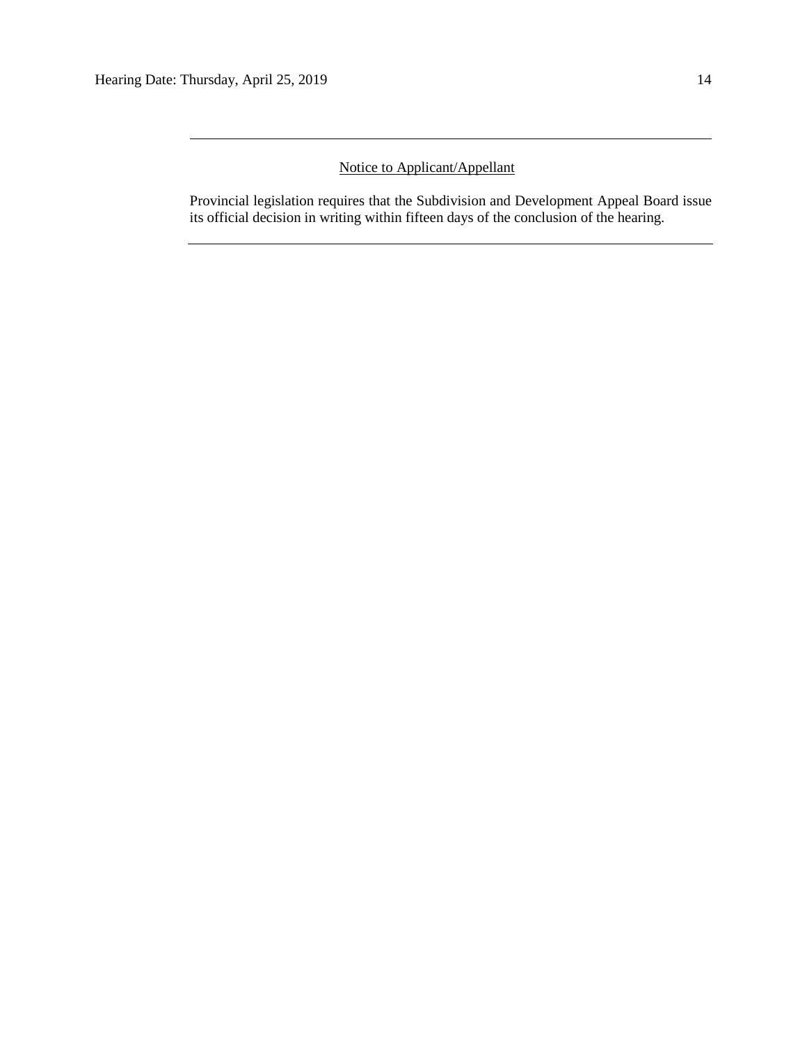---

Notice to Applicant/Appellant

Provincial legislation requires that the Subdivision and Development Appeal Board issue its official decision in writing within fifteen days of the conclusion of the hearing.

---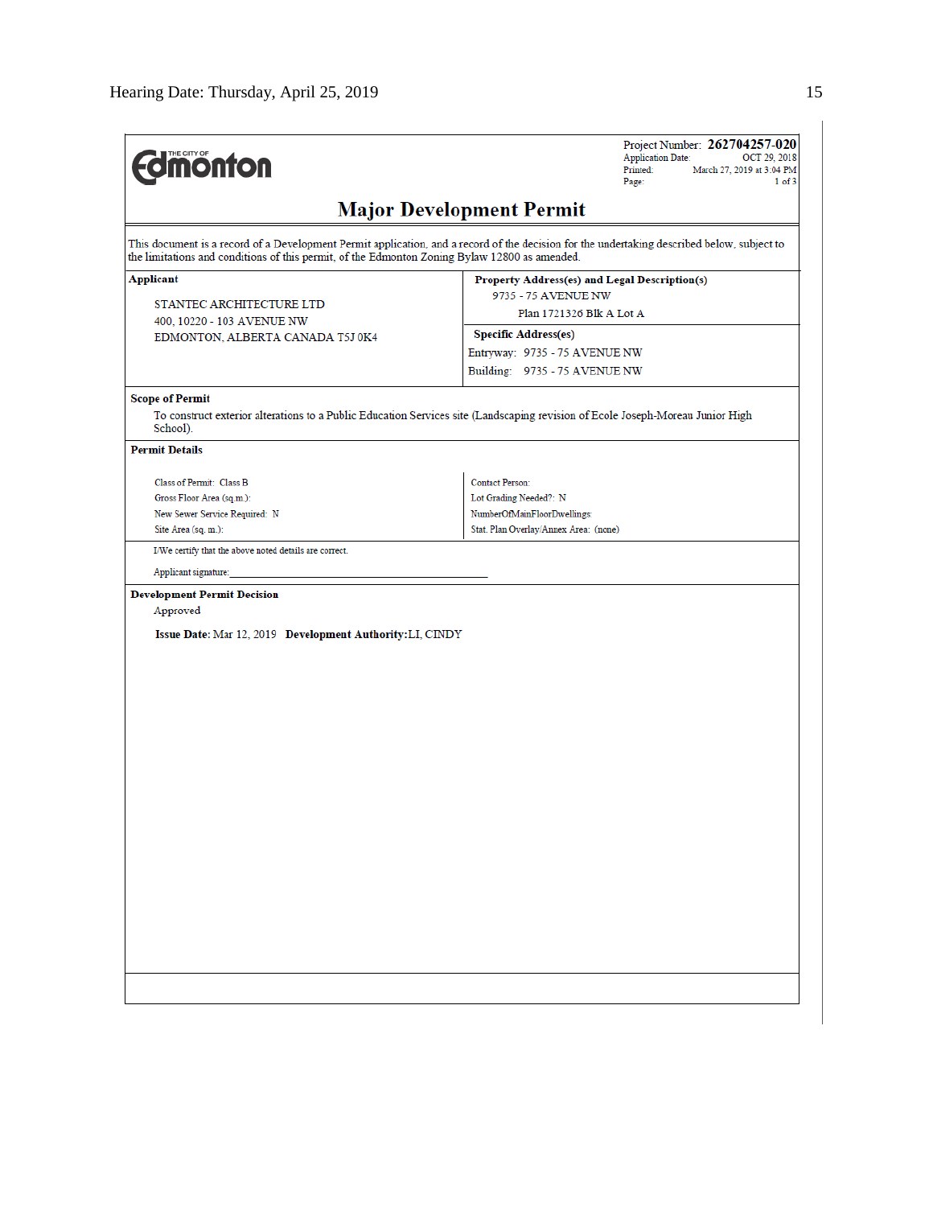Project Number: **262704257-020**
Application Date: OCT 29, 2018
Printed: March 27, 2019 at 3:04 PM
Page: 1 of 3

# Major Development Permit

This document is a record of a Development Permit application, and a record of the decision for the undertaking described below, subject to the limitations and conditions of this permit, of the Edmonton Zoning Bylaw 12800 as amended.

| Applicant | Property Address(es) and Legal Description(s) |
|---|---|
| STANTEC ARCHITECTURE LTD<br>400, 10220 - 103 AVENUE NW<br>EDMONTON, ALBERTA CANADA T5J 0K4 | 9735 - 75 AVENUE NW<br>Plan 1721326 Blk A Lot A<br>**Specific Address(es)**<br>Entryway: 9735 - 75 AVENUE NW<br>Building: 9735 - 75 AVENUE NW |

**Scope of Permit**

To construct exterior alterations to a Public Education Services site (Landscaping revision of Ecole Joseph-Moreau Junior High School).

**Permit Details**

| | |
|---|---|
| Class of Permit: Class B | Contact Person: |
| Gross Floor Area (sq.m.): | Lot Grading Needed?: N |
| New Sewer Service Required: N | NumberOfMainFloorDwellings: |
| Site Area (sq. m.): | Stat. Plan Overlay/Annex Area: (none) |

I/We certify that the above noted details are correct.

Applicant signature:_______________________________________

**Development Permit Decision**

Approved

**Issue Date:** Mar 12, 2019 **Development Authority:** LI, CINDY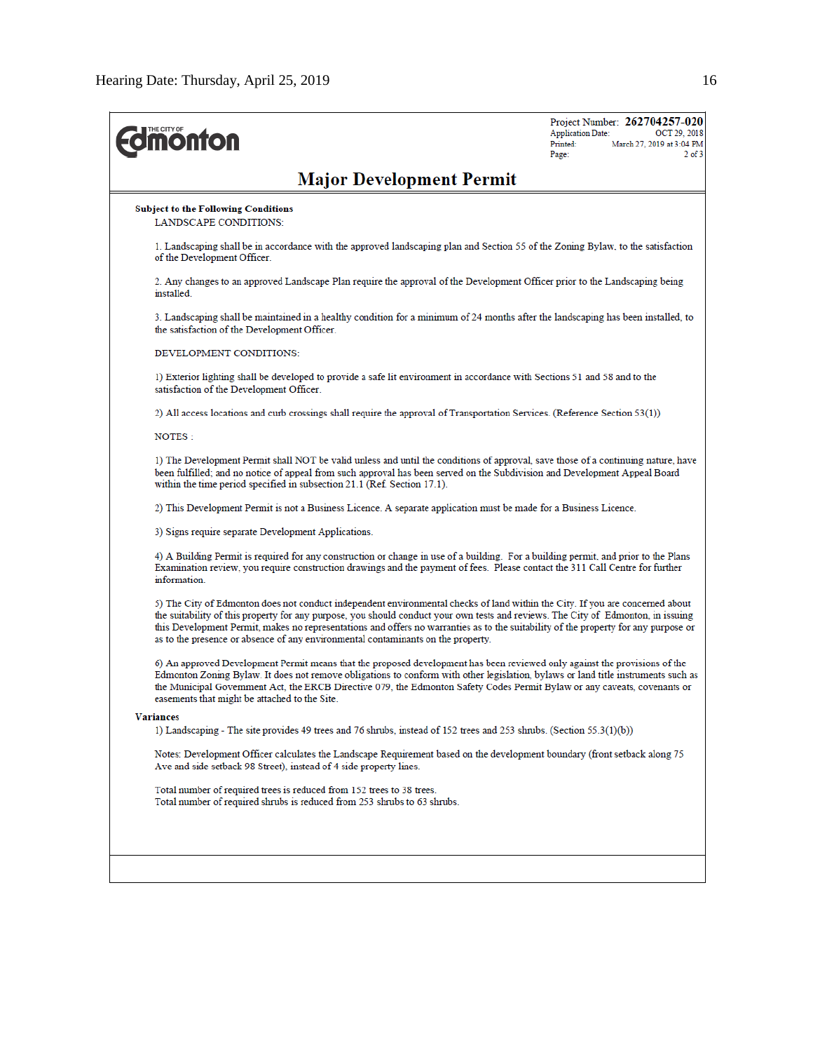THE CITY OF **Edmonton**

Project Number: **262704257-020**
Application Date: OCT 29, 2018
Printed: March 27, 2019 at 3:04 PM
Page: 2 of 3

## Major Development Permit

**Subject to the Following Conditions**

LANDSCAPE CONDITIONS:

1. Landscaping shall be in accordance with the approved landscaping plan and Section 55 of the Zoning Bylaw, to the satisfaction of the Development Officer.

2. Any changes to an approved Landscape Plan require the approval of the Development Officer prior to the Landscaping being installed.

3. Landscaping shall be maintained in a healthy condition for a minimum of 24 months after the landscaping has been installed, to the satisfaction of the Development Officer.

DEVELOPMENT CONDITIONS:

1) Exterior lighting shall be developed to provide a safe lit environment in accordance with Sections 51 and 58 and to the satisfaction of the Development Officer.

2) All access locations and curb crossings shall require the approval of Transportation Services. (Reference Section 53(1))

NOTES :

1) The Development Permit shall NOT be valid unless and until the conditions of approval, save those of a continuing nature, have been fulfilled; and no notice of appeal from such approval has been served on the Subdivision and Development Appeal Board within the time period specified in subsection 21.1 (Ref. Section 17.1).

2) This Development Permit is not a Business Licence. A separate application must be made for a Business Licence.

3) Signs require separate Development Applications.

4) A Building Permit is required for any construction or change in use of a building. For a building permit, and prior to the Plans Examination review, you require construction drawings and the payment of fees. Please contact the 311 Call Centre for further information.

5) The City of Edmonton does not conduct independent environmental checks of land within the City. If you are concerned about the suitability of this property for any purpose, you should conduct your own tests and reviews. The City of Edmonton, in issuing this Development Permit, makes no representations and offers no warranties as to the suitability of the property for any purpose or as to the presence or absence of any environmental contaminants on the property.

6) An approved Development Permit means that the proposed development has been reviewed only against the provisions of the Edmonton Zoning Bylaw. It does not remove obligations to conform with other legislation, bylaws or land title instruments such as the Municipal Government Act, the ERCB Directive 079, the Edmonton Safety Codes Permit Bylaw or any caveats, covenants or easements that might be attached to the Site.

**Variances**

1) Landscaping - The site provides 49 trees and 76 shrubs, instead of 152 trees and 253 shrubs. (Section 55.3(1)(b))

Notes: Development Officer calculates the Landscape Requirement based on the development boundary (front setback along 75 Ave and side setback 98 Street), instead of 4 side property lines.

Total number of required trees is reduced from 152 trees to 38 trees.
Total number of required shrubs is reduced from 253 shrubs to 63 shrubs.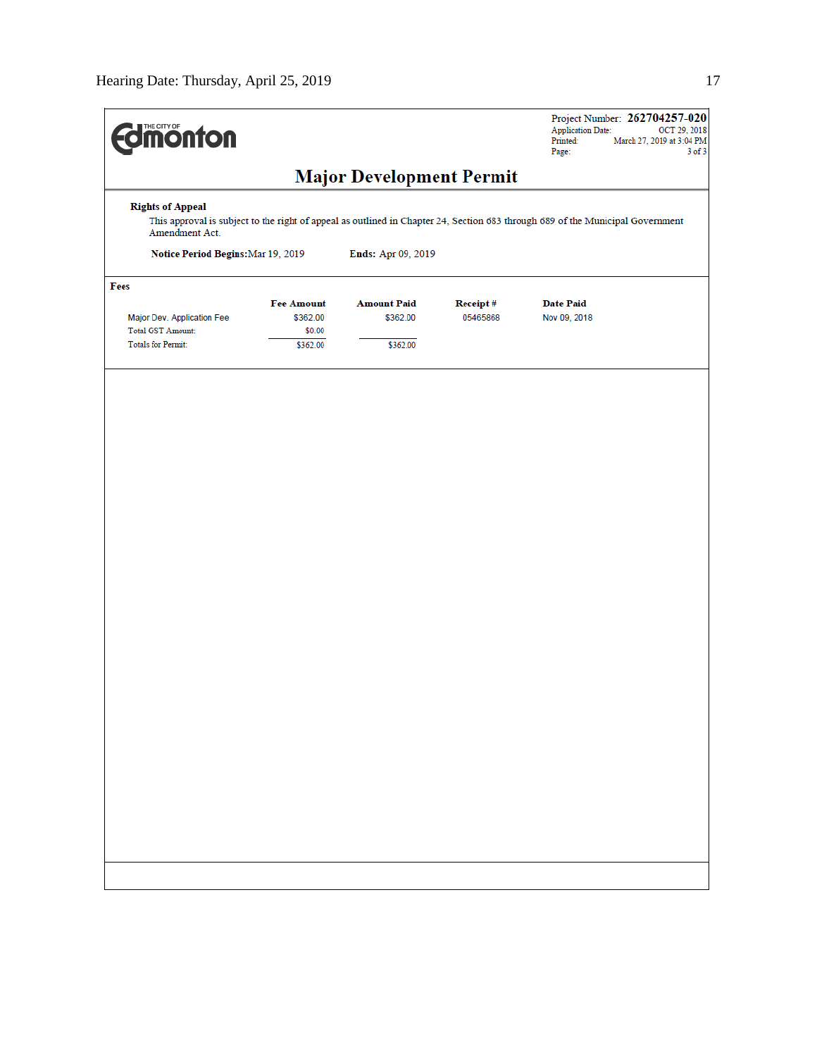Project Number: **262704257-020**
Application Date: OCT 29, 2018
Printed: March 27, 2019 at 3:04 PM

# Major Development Permit

**Rights of Appeal**

This approval is subject to the right of appeal as outlined in Chapter 24, Section 683 through 689 of the Municipal Government Amendment Act.

**Notice Period Begins:** Mar 19, 2019 **Ends:** Apr 09, 2019

**Fees**

| | Fee Amount | Amount Paid | Receipt # | Date Paid |
|---|---|---|---|---|
| Major Dev. Application Fee | $362.00 | $362.00 | 05465868 | Nov 09, 2018 |
| Total GST Amount: | $0.00 | | | |
| Totals for Permit: | $362.00 | $362.00 | | |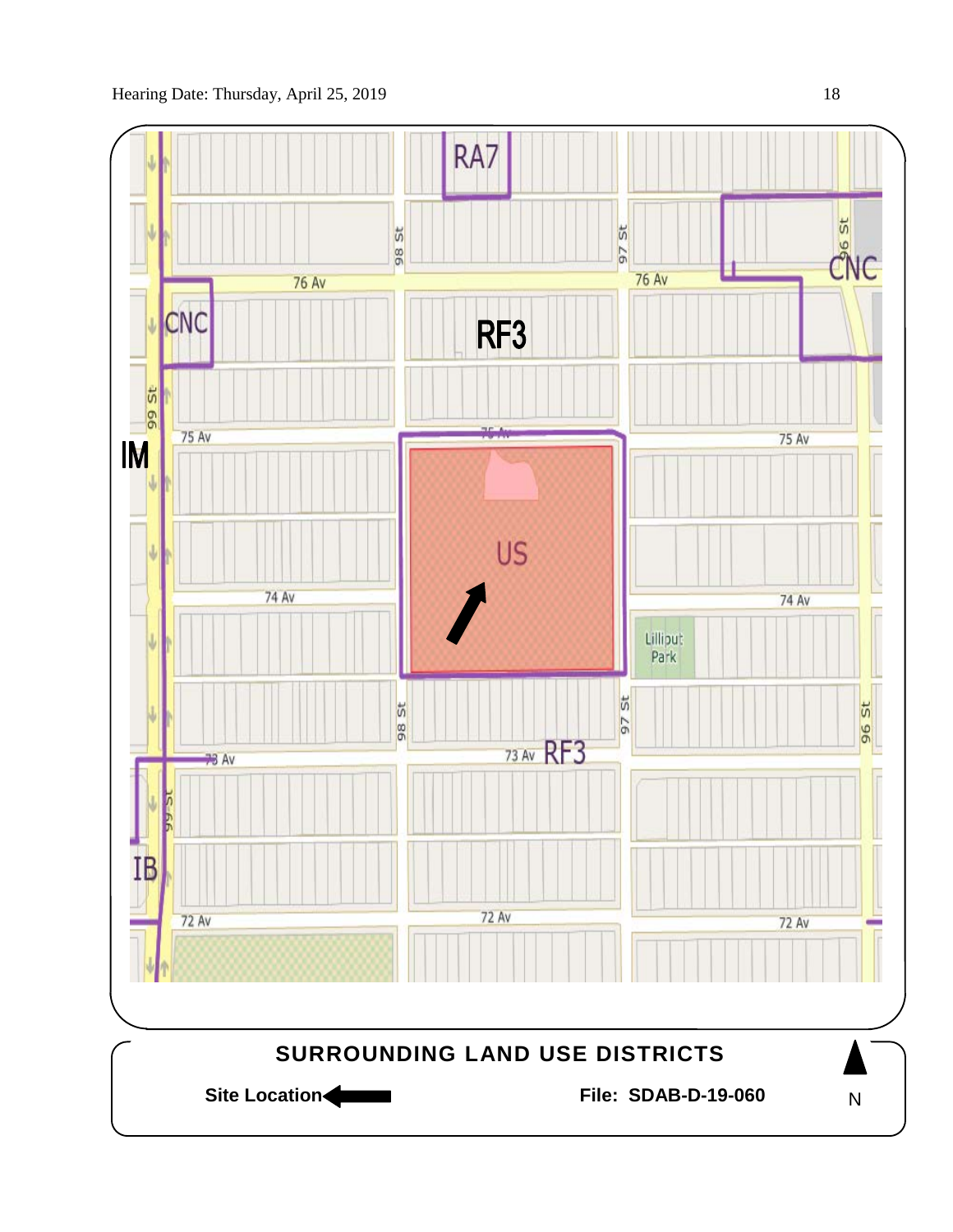Hearing Date: Thursday, April 25, 2019

RA7

76 Av

CNC

RF3

99 St

98 St

97 St

96 St

75 Av

IM

US

74 Av

Lilliput Park

73 Av

RF3

IB

72 Av

**SURROUNDING LAND USE DISTRICTS**

**Site Location** ◀━━

**File: SDAB-D-19-060**

N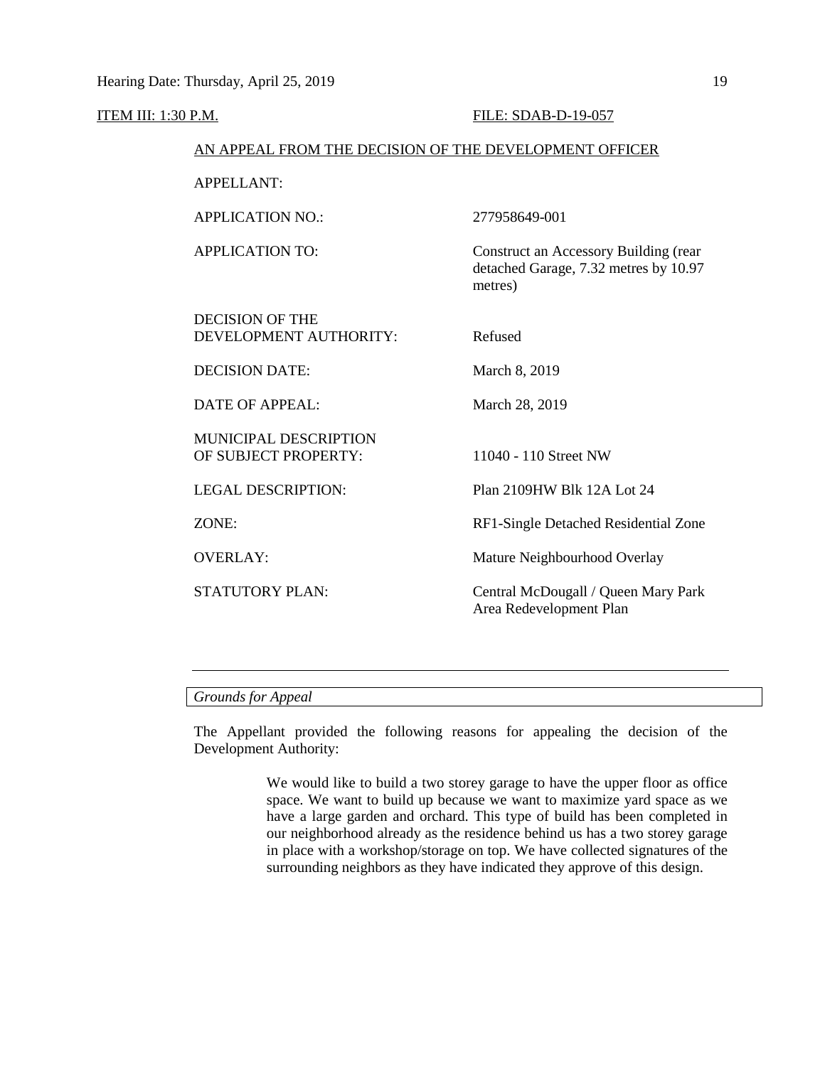ITEM III: 1:30 P.M. FILE: SDAB-D-19-057

AN APPEAL FROM THE DECISION OF THE DEVELOPMENT OFFICER

| | |
|---|---|
| APPELLANT: | |
| APPLICATION NO.: | 277958649-001 |
| APPLICATION TO: | Construct an Accessory Building (rear detached Garage, 7.32 metres by 10.97 metres) |
| DECISION OF THE DEVELOPMENT AUTHORITY: | Refused |
| DECISION DATE: | March 8, 2019 |
| DATE OF APPEAL: | March 28, 2019 |
| MUNICIPAL DESCRIPTION OF SUBJECT PROPERTY: | 11040 - 110 Street NW |
| LEGAL DESCRIPTION: | Plan 2109HW Blk 12A Lot 24 |
| ZONE: | RF1-Single Detached Residential Zone |
| OVERLAY: | Mature Neighbourhood Overlay |
| STATUTORY PLAN: | Central McDougall / Queen Mary Park Area Redevelopment Plan |

---

*Grounds for Appeal*

The Appellant provided the following reasons for appealing the decision of the Development Authority:

> We would like to build a two storey garage to have the upper floor as office space. We want to build up because we want to maximize yard space as we have a large garden and orchard. This type of build has been completed in our neighborhood already as the residence behind us has a two storey garage in place with a workshop/storage on top. We have collected signatures of the surrounding neighbors as they have indicated they approve of this design.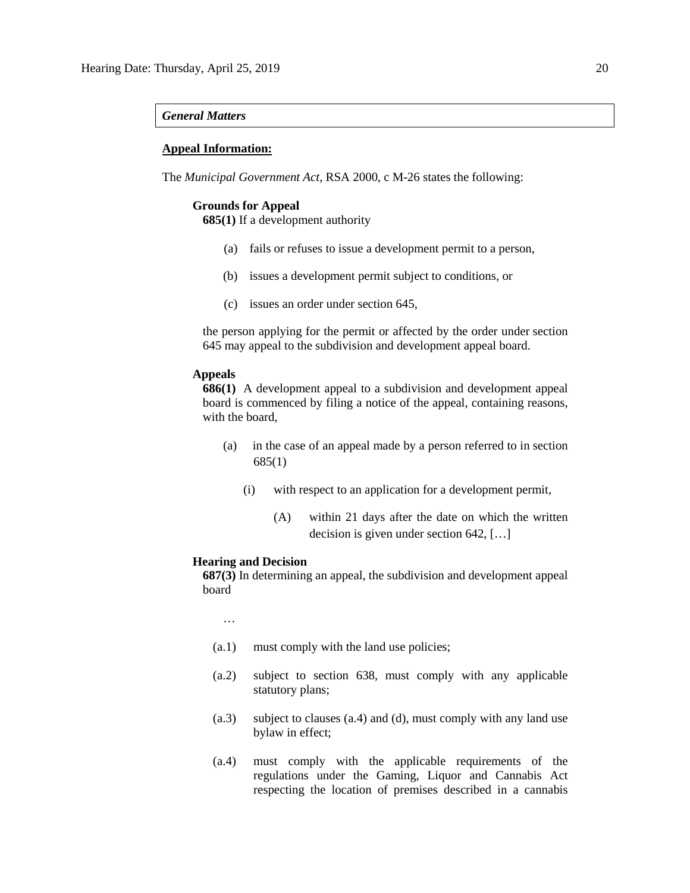*General Matters*

**Appeal Information:**

The *Municipal Government Act*, RSA 2000, c M-26 states the following:

**Grounds for Appeal**

**685(1)** If a development authority

(a) fails or refuses to issue a development permit to a person,

(b) issues a development permit subject to conditions, or

(c) issues an order under section 645,

the person applying for the permit or affected by the order under section 645 may appeal to the subdivision and development appeal board.

**Appeals**

**686(1)** A development appeal to a subdivision and development appeal board is commenced by filing a notice of the appeal, containing reasons, with the board,

(a) in the case of an appeal made by a person referred to in section 685(1)

(i) with respect to an application for a development permit,

(A) within 21 days after the date on which the written decision is given under section 642, […]

**Hearing and Decision**

**687(3)** In determining an appeal, the subdivision and development appeal board

…

(a.1) must comply with the land use policies;

(a.2) subject to section 638, must comply with any applicable statutory plans;

(a.3) subject to clauses (a.4) and (d), must comply with any land use bylaw in effect;

(a.4) must comply with the applicable requirements of the regulations under the Gaming, Liquor and Cannabis Act respecting the location of premises described in a cannabis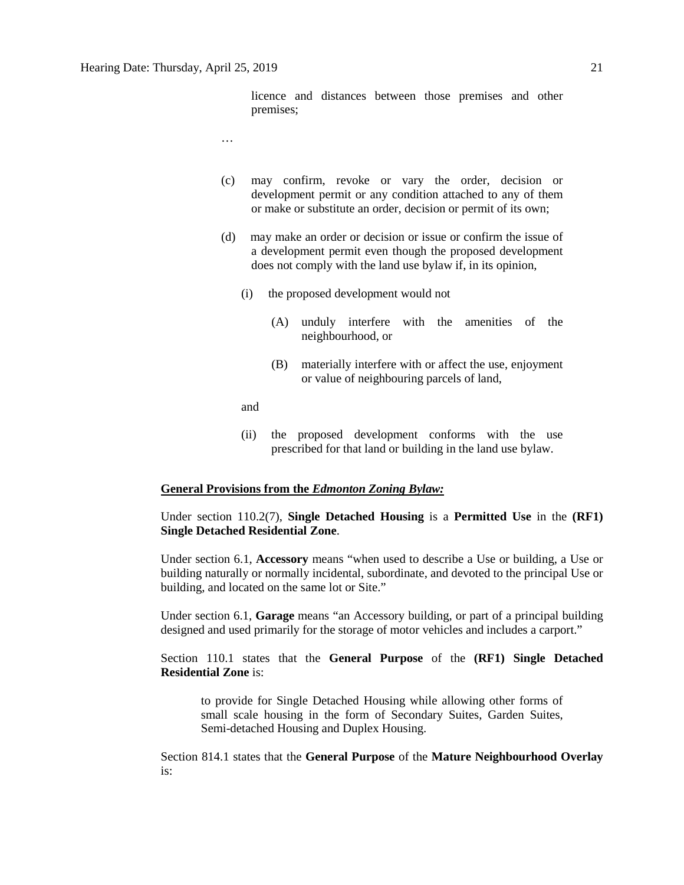licence and distances between those premises and other premises;

…

(c) may confirm, revoke or vary the order, decision or development permit or any condition attached to any of them or make or substitute an order, decision or permit of its own;

(d) may make an order or decision or issue or confirm the issue of a development permit even though the proposed development does not comply with the land use bylaw if, in its opinion,

(i) the proposed development would not

(A) unduly interfere with the amenities of the neighbourhood, or

(B) materially interfere with or affect the use, enjoyment or value of neighbouring parcels of land,

and

(ii) the proposed development conforms with the use prescribed for that land or building in the land use bylaw.

**General Provisions from the *Edmonton Zoning Bylaw:***

Under section 110.2(7), **Single Detached Housing** is a **Permitted Use** in the **(RF1) Single Detached Residential Zone**.

Under section 6.1, **Accessory** means "when used to describe a Use or building, a Use or building naturally or normally incidental, subordinate, and devoted to the principal Use or building, and located on the same lot or Site."

Under section 6.1, **Garage** means "an Accessory building, or part of a principal building designed and used primarily for the storage of motor vehicles and includes a carport."

Section 110.1 states that the **General Purpose** of the **(RF1) Single Detached Residential Zone** is:

> to provide for Single Detached Housing while allowing other forms of small scale housing in the form of Secondary Suites, Garden Suites, Semi-detached Housing and Duplex Housing.

Section 814.1 states that the **General Purpose** of the **Mature Neighbourhood Overlay** is: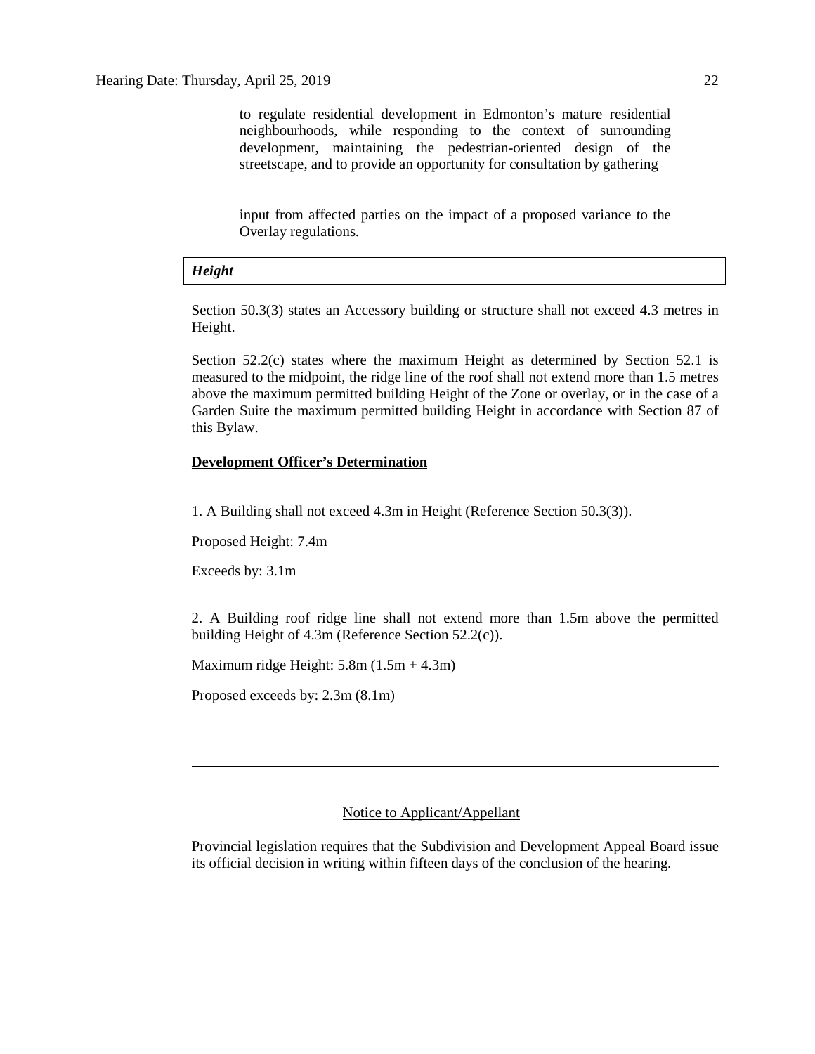to regulate residential development in Edmonton's mature residential neighbourhoods, while responding to the context of surrounding development, maintaining the pedestrian-oriented design of the streetscape, and to provide an opportunity for consultation by gathering

input from affected parties on the impact of a proposed variance to the Overlay regulations.

***Height***

Section 50.3(3) states an Accessory building or structure shall not exceed 4.3 metres in Height.

Section 52.2(c) states where the maximum Height as determined by Section 52.1 is measured to the midpoint, the ridge line of the roof shall not extend more than 1.5 metres above the maximum permitted building Height of the Zone or overlay, or in the case of a Garden Suite the maximum permitted building Height in accordance with Section 87 of this Bylaw.

**Development Officer's Determination**

1. A Building shall not exceed 4.3m in Height (Reference Section 50.3(3)).

Proposed Height: 7.4m

Exceeds by: 3.1m

2. A Building roof ridge line shall not extend more than 1.5m above the permitted building Height of 4.3m (Reference Section 52.2(c)).

Maximum ridge Height: 5.8m (1.5m + 4.3m)

Proposed exceeds by: 2.3m (8.1m)

---

Notice to Applicant/Appellant

Provincial legislation requires that the Subdivision and Development Appeal Board issue its official decision in writing within fifteen days of the conclusion of the hearing.

---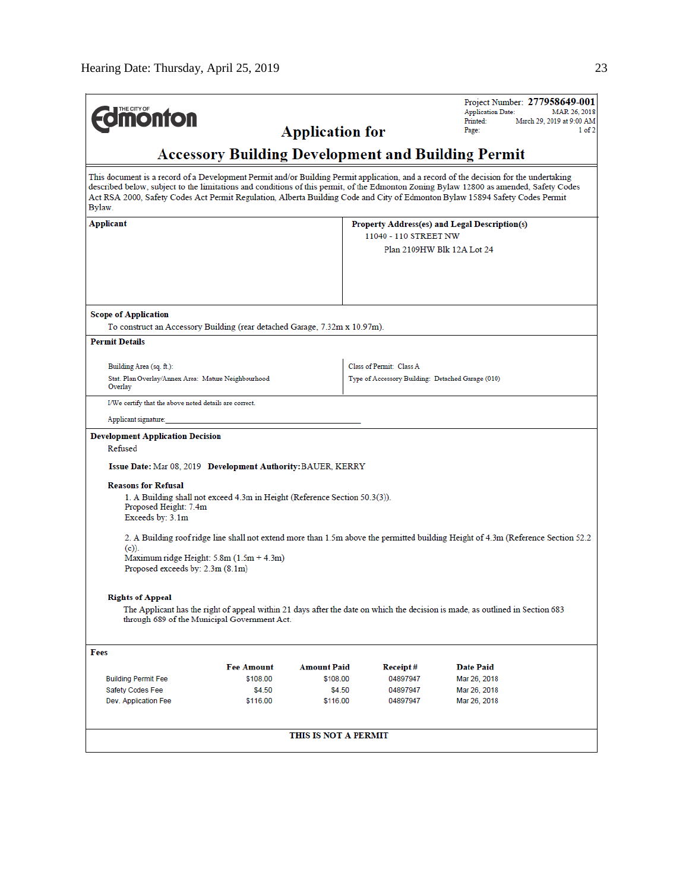Project Number: **277958649-001**
Application Date: MAR 26, 2018
Printed: March 29, 2019 at 9:00 AM
Page: 1 of 2

THE CITY OF Edmonton

# Application for Accessory Building Development and Building Permit

This document is a record of a Development Permit and/or Building Permit application, and a record of the decision for the undertaking described below, subject to the limitations and conditions of this permit, of the Edmonton Zoning Bylaw 12800 as amended, Safety Codes Act RSA 2000, Safety Codes Act Permit Regulation, Alberta Building Code and City of Edmonton Bylaw 15894 Safety Codes Permit Bylaw.

| **Applicant** | **Property Address(es) and Legal Description(s)** |
|---|---|
| | 11040 - 110 STREET NW<br>Plan 2109HW Blk 12A Lot 24 |

**Scope of Application**

To construct an Accessory Building (rear detached Garage, 7.32m x 10.97m).

**Permit Details**

| | |
|---|---|
| Building Area (sq. ft.): | Class of Permit: Class A |
| Stat. Plan Overlay/Annex Area: Mature Neighbourhood Overlay | Type of Accessory Building: Detached Garage (010) |

I/We certify that the above noted details are correct.

Applicant signature: ____________________

**Development Application Decision**

Refused

**Issue Date:** Mar 08, 2019 **Development Authority:** BAUER, KERRY

**Reasons for Refusal**

1. A Building shall not exceed 4.3m in Height (Reference Section 50.3(3)).
Proposed Height: 7.4m
Exceeds by: 3.1m

2. A Building roof ridge line shall not extend more than 1.5m above the permitted building Height of 4.3m (Reference Section 52.2 (c)).
Maximum ridge Height: 5.8m (1.5m + 4.3m)
Proposed exceeds by: 2.3m (8.1m)

**Rights of Appeal**

The Applicant has the right of appeal within 21 days after the date on which the decision is made, as outlined in Section 683 through 689 of the Municipal Government Act.

**Fees**

| | Fee Amount | Amount Paid | Receipt # | Date Paid |
|---|---|---|---|---|
| Building Permit Fee | $108.00 | $108.00 | 04897947 | Mar 26, 2018 |
| Safety Codes Fee | $4.50 | $4.50 | 04897947 | Mar 26, 2018 |
| Dev. Application Fee | $116.00 | $116.00 | 04897947 | Mar 26, 2018 |

**THIS IS NOT A PERMIT**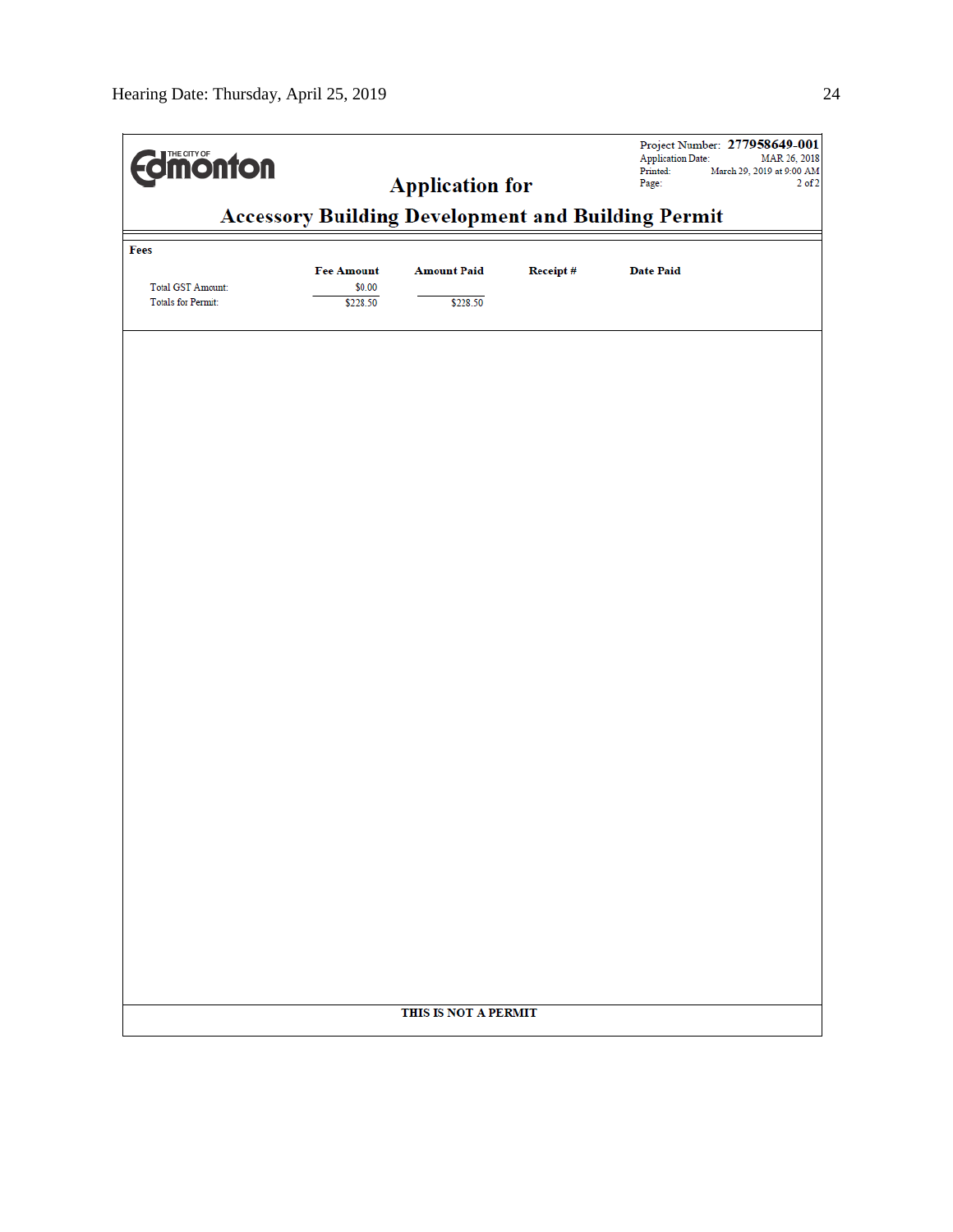The City of Edmonton

Project Number: **277958649-001**
Application Date: MAR 26, 2018
Printed: March 29, 2019 at 9:00 AM
Page: 2 of 2

## Application for

## Accessory Building Development and Building Permit

**Fees**

| | Fee Amount | Amount Paid | Receipt # | Date Paid |
|---|---|---|---|---|
| Total GST Amount: | $0.00 | | | |
| Totals for Permit: | $228.50 | $228.50 | | |

**THIS IS NOT A PERMIT**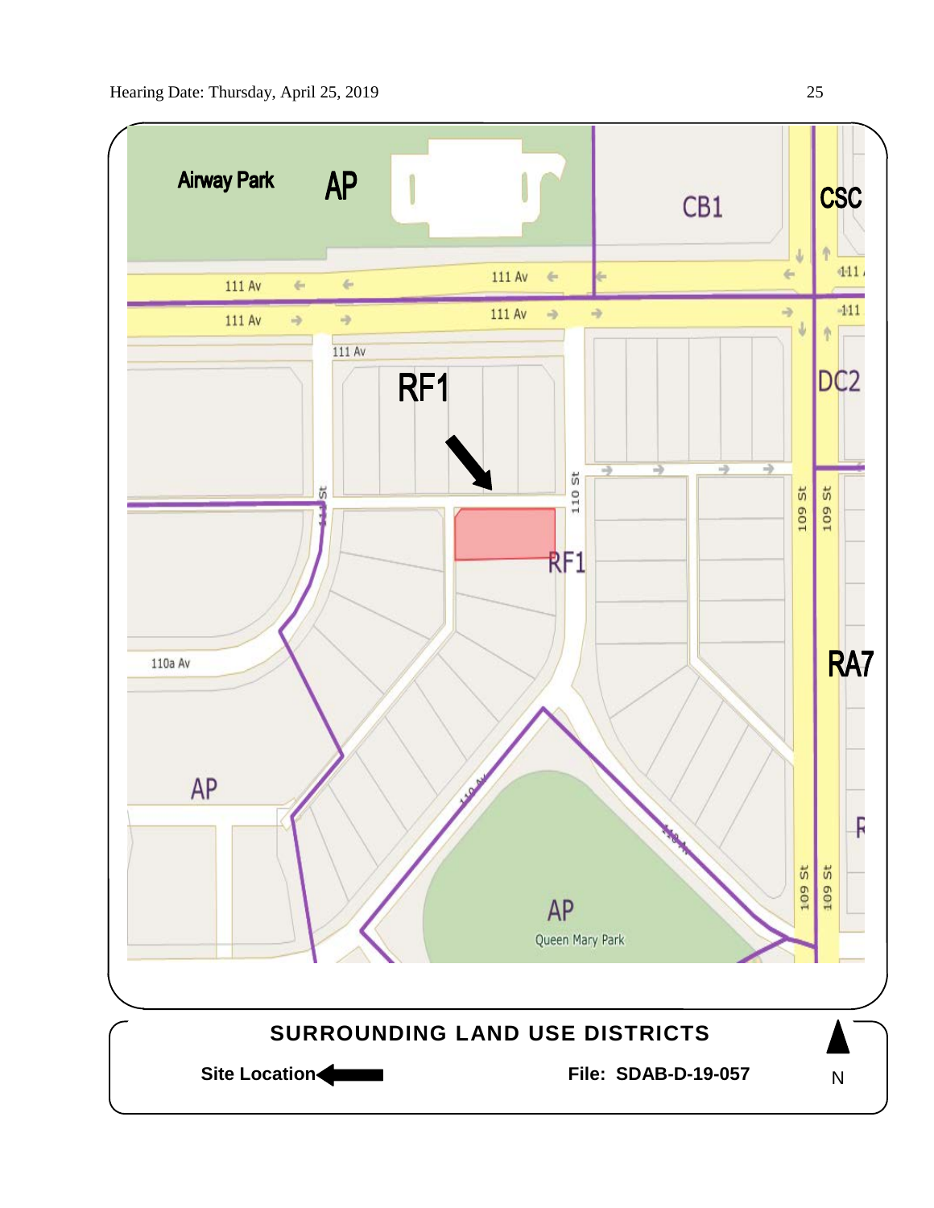Airway Park

AP

CB1

CSC

111 Av

111 Av

111 Av

111 Av

111 Av

RF1

DC2

110 St

109 St

109 St

RF1

RA7

110a Av

AP

AP

Queen Mary Park

## SURROUNDING LAND USE DISTRICTS

**Site Location**

**File: SDAB-D-19-057**

N